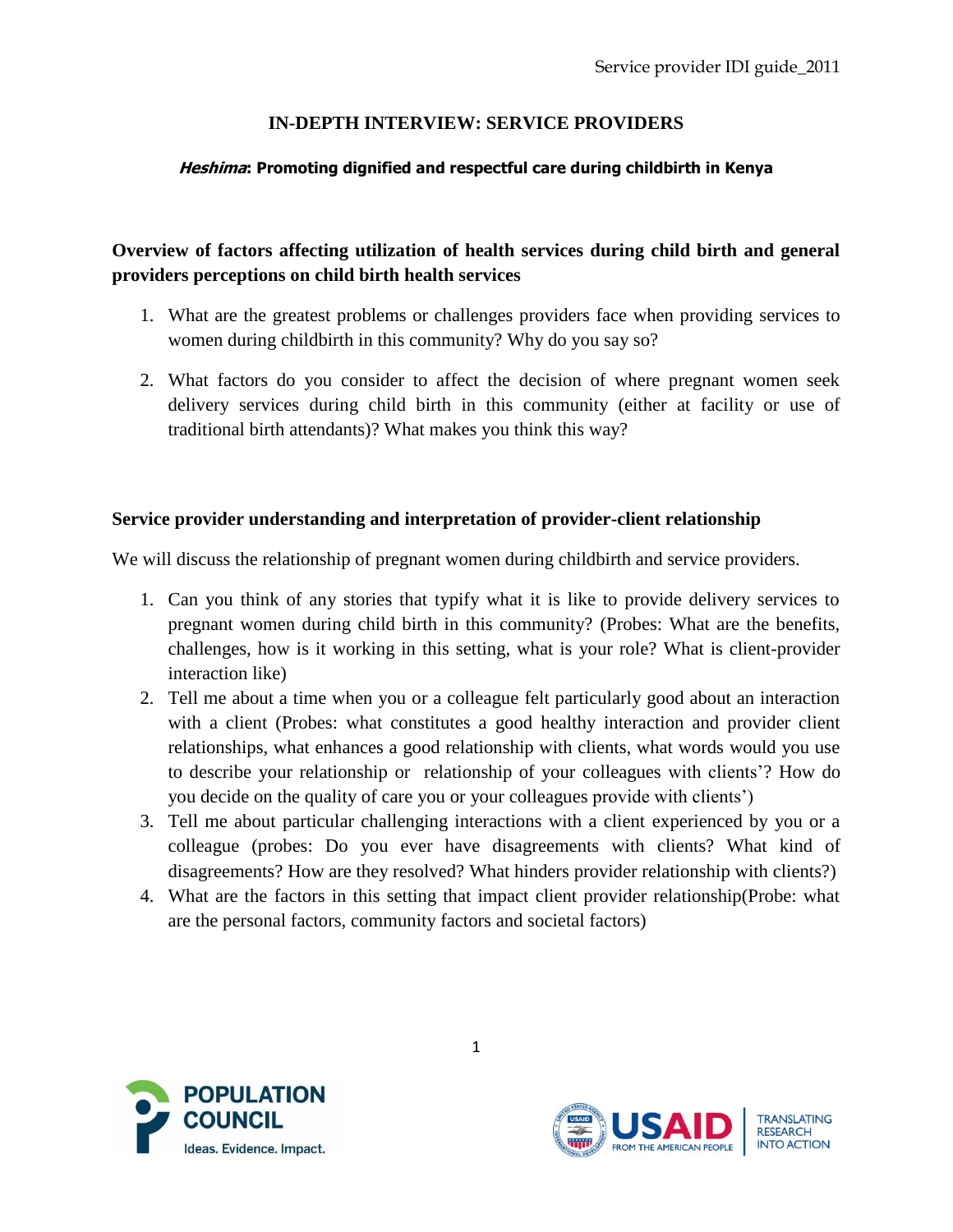# IN-DEPTH INTERVIEW: SERVICE PROVIDERS

***Heshima*: Promoting dignified and respectful care during childbirth in Kenya**

## Overview of factors affecting utilization of health services during child birth and general providers perceptions on child birth health services

1. What are the greatest problems or challenges providers face when providing services to women during childbirth in this community? Why do you say so?
2. What factors do you consider to affect the decision of where pregnant women seek delivery services during child birth in this community (either at facility or use of traditional birth attendants)? What makes you think this way?

## Service provider understanding and interpretation of provider-client relationship

We will discuss the relationship of pregnant women during childbirth and service providers.

1. Can you think of any stories that typify what it is like to provide delivery services to pregnant women during child birth in this community? (Probes: What are the benefits, challenges, how is it working in this setting, what is your role? What is client-provider interaction like)
2. Tell me about a time when you or a colleague felt particularly good about an interaction with a client (Probes: what constitutes a good healthy interaction and provider client relationships, what enhances a good relationship with clients, what words would you use to describe your relationship or relationship of your colleagues with clients'? How do you decide on the quality of care you or your colleagues provide with clients')
3. Tell me about particular challenging interactions with a client experienced by you or a colleague (probes: Do you ever have disagreements with clients? What kind of disagreements? How are they resolved? What hinders provider relationship with clients?)
4. What are the factors in this setting that impact client provider relationship(Probe: what are the personal factors, community factors and societal factors)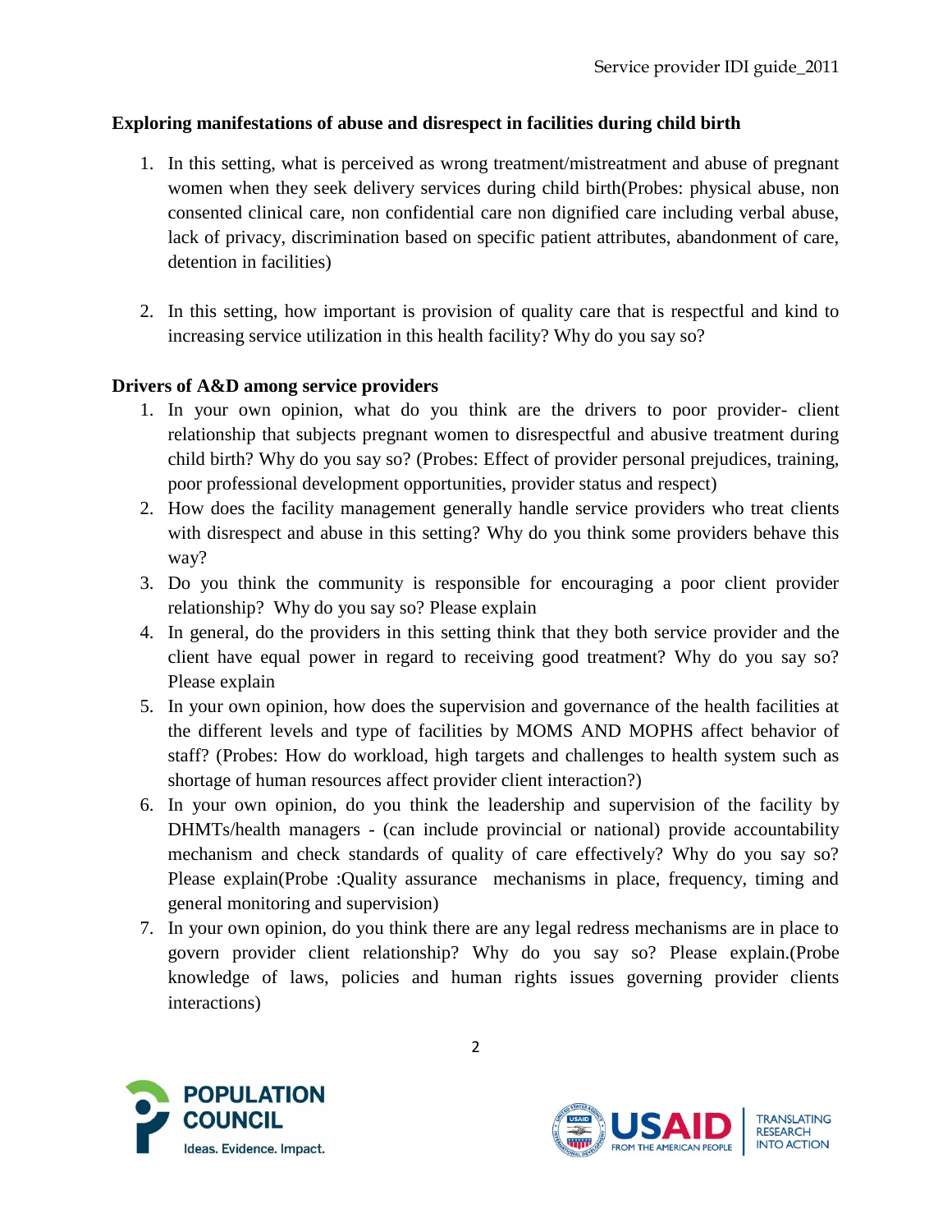**Exploring manifestations of abuse and disrespect in facilities during child birth**

1. In this setting, what is perceived as wrong treatment/mistreatment and abuse of pregnant women when they seek delivery services during child birth(Probes: physical abuse, non consented clinical care, non confidential care non dignified care including verbal abuse, lack of privacy, discrimination based on specific patient attributes, abandonment of care, detention in facilities)

2. In this setting, how important is provision of quality care that is respectful and kind to increasing service utilization in this health facility? Why do you say so?

**Drivers of A&D among service providers**

1. In your own opinion, what do you think are the drivers to poor provider- client relationship that subjects pregnant women to disrespectful and abusive treatment during child birth? Why do you say so? (Probes: Effect of provider personal prejudices, training, poor professional development opportunities, provider status and respect)
2. How does the facility management generally handle service providers who treat clients with disrespect and abuse in this setting? Why do you think some providers behave this way?
3. Do you think the community is responsible for encouraging a poor client provider relationship? Why do you say so? Please explain
4. In general, do the providers in this setting think that they both service provider and the client have equal power in regard to receiving good treatment? Why do you say so? Please explain
5. In your own opinion, how does the supervision and governance of the health facilities at the different levels and type of facilities by MOMS AND MOPHS affect behavior of staff? (Probes: How do workload, high targets and challenges to health system such as shortage of human resources affect provider client interaction?)
6. In your own opinion, do you think the leadership and supervision of the facility by DHMTs/health managers - (can include provincial or national) provide accountability mechanism and check standards of quality of care effectively? Why do you say so? Please explain(Probe :Quality assurance mechanisms in place, frequency, timing and general monitoring and supervision)
7. In your own opinion, do you think there are any legal redress mechanisms are in place to govern provider client relationship? Why do you say so? Please explain.(Probe knowledge of laws, policies and human rights issues governing provider clients interactions)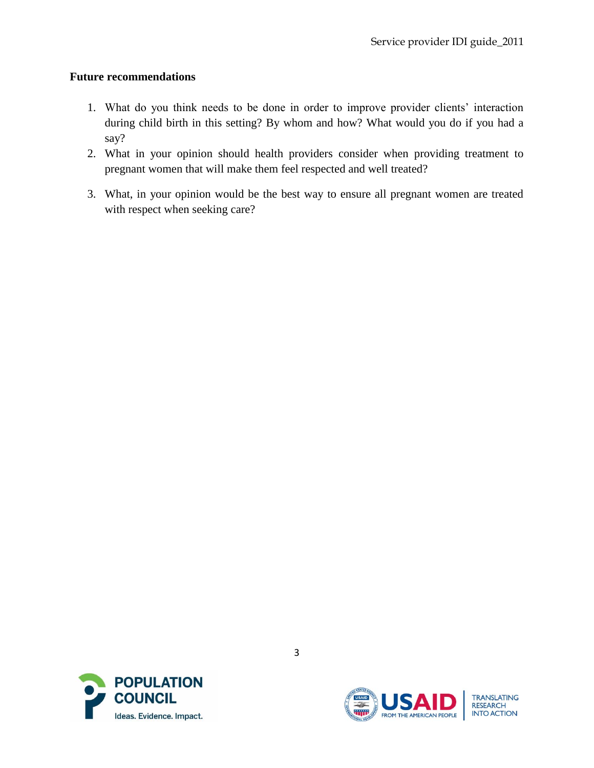**Future recommendations**

1. What do you think needs to be done in order to improve provider clients' interaction during child birth in this setting? By whom and how? What would you do if you had a say?
2. What in your opinion should health providers consider when providing treatment to pregnant women that will make them feel respected and well treated?
3. What, in your opinion would be the best way to ensure all pregnant women are treated with respect when seeking care?